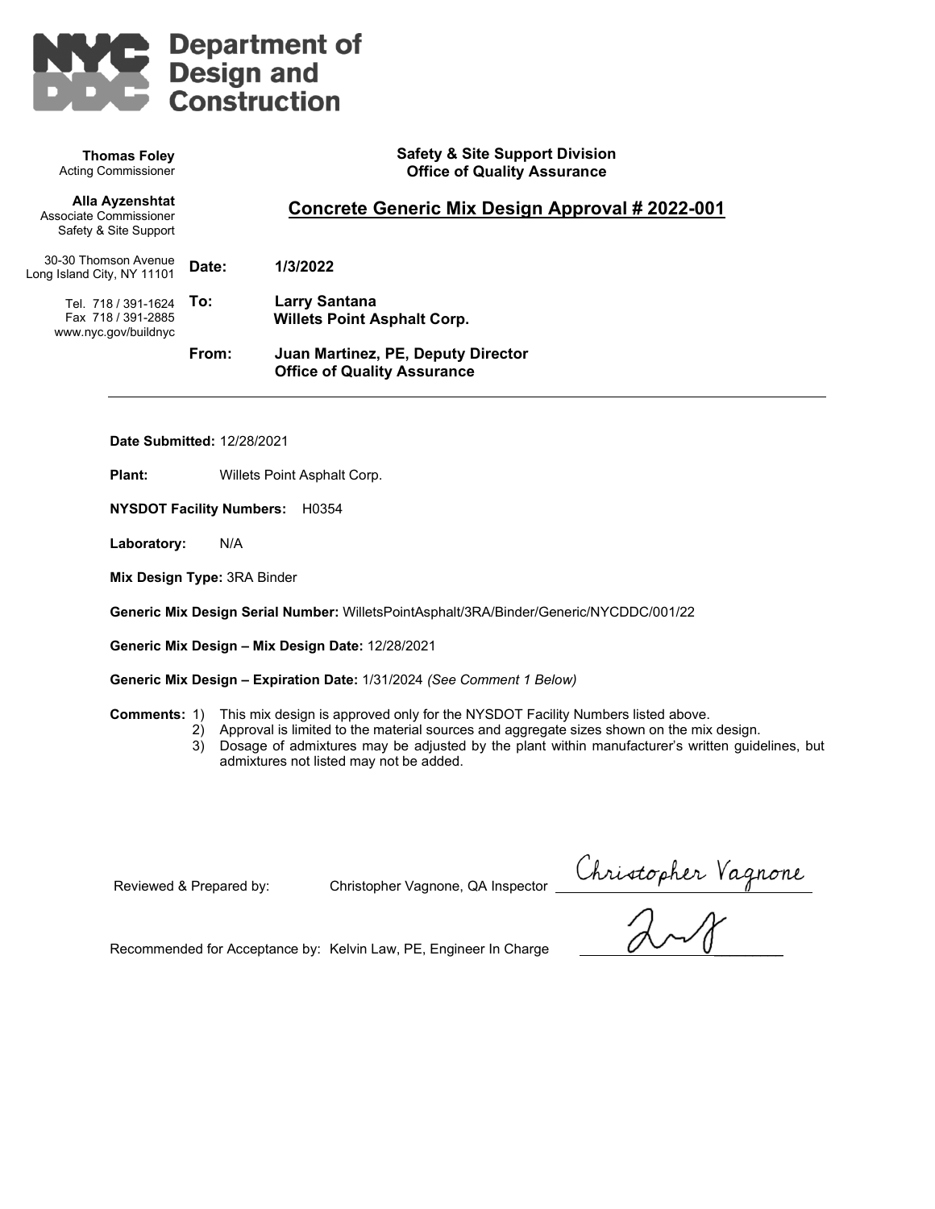**Department of Design and Construction**

**Thomas Foley**
Acting Commissioner

**Alla Ayzenshtat**
Associate Commissioner
Safety & Site Support

30-30 Thomson Avenue
Long Island City, NY 11101

Tel. 718 / 391-1624
Fax 718 / 391-2885
www.nyc.gov/buildnyc

**Safety & Site Support Division**
**Office of Quality Assurance**

## Concrete Generic Mix Design Approval # 2022-001

**Date:** **1/3/2022**

**To:** **Larry Santana**
**Willets Point Asphalt Corp.**

**From:** **Juan Martinez, PE, Deputy Director**
**Office of Quality Assurance**

---

**Date Submitted:** 12/28/2021

**Plant:** Willets Point Asphalt Corp.

**NYSDOT Facility Numbers:** H0354

**Laboratory:** N/A

**Mix Design Type:** 3RA Binder

**Generic Mix Design Serial Number:** WilletsPointAsphalt/3RA/Binder/Generic/NYCDDC/001/22

**Generic Mix Design – Mix Design Date:** 12/28/2021

**Generic Mix Design – Expiration Date:** 1/31/2024 *(See Comment 1 Below)*

**Comments:**
1) This mix design is approved only for the NYSDOT Facility Numbers listed above.
2) Approval is limited to the material sources and aggregate sizes shown on the mix design.
3) Dosage of admixtures may be adjusted by the plant within manufacturer's written guidelines, but admixtures not listed may not be added.

Reviewed & Prepared by: Christopher Vagnone, QA Inspector Christopher Vagnone

Recommended for Acceptance by: Kelvin Law, PE, Engineer In Charge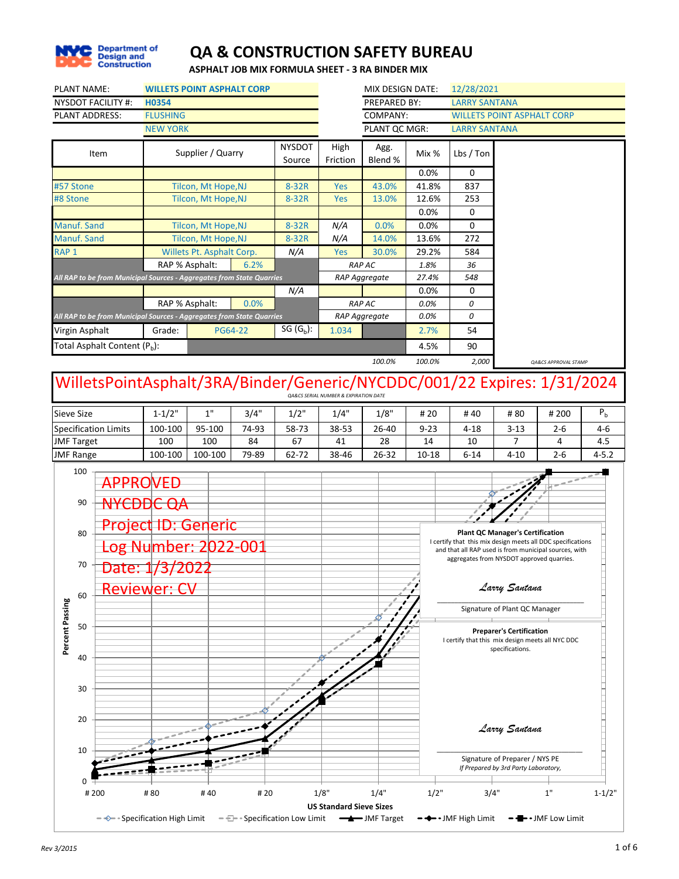# QA & CONSTRUCTION SAFETY BUREAU

## ASPHALT JOB MIX FORMULA SHEET - 3 RA BINDER MIX

| | | | |
|---|---|---|---|
| PLANT NAME: | WILLETS POINT ASPHALT CORP | MIX DESIGN DATE: | 12/28/2021 |
| NYSDOT FACILITY #: | H0354 | PREPARED BY: | LARRY SANTANA |
| PLANT ADDRESS: | FLUSHING | COMPANY: | WILLETS POINT ASPHALT CORP |
| | NEW YORK | PLANT QC MGR: | LARRY SANTANA |

| Item | Supplier / Quarry | NYSDOT Source | High Friction | Agg. Blend % | Mix % | Lbs / Ton |
|---|---|---|---|---|---|---|
| | | | | | 0.0% | 0 |
| #57 Stone | Tilcon, Mt Hope,NJ | 8-32R | Yes | 43.0% | 41.8% | 837 |
| #8 Stone | Tilcon, Mt Hope,NJ | 8-32R | Yes | 13.0% | 12.6% | 253 |
| | | | | | 0.0% | 0 |
| Manuf. Sand | Tilcon, Mt Hope,NJ | 8-32R | N/A | 0.0% | 0.0% | 0 |
| Manuf. Sand | Tilcon, Mt Hope,NJ | 8-32R | N/A | 14.0% | 13.6% | 272 |
| RAP 1 | Willets Pt. Asphalt Corp. | N/A | Yes | 30.0% | 29.2% | 584 |
| | RAP % Asphalt: 6.2% | | RAP AC | | 1.8% | 36 |
| *All RAP to be from Municipal Sources - Aggregates from State Quarries* | | | RAP Aggregate | | 27.4% | 548 |
| | | N/A | | | 0.0% | 0 |
| | RAP % Asphalt: 0.0% | | RAP AC | | 0.0% | 0 |
| *All RAP to be from Municipal Sources - Aggregates from State Quarries* | | | RAP Aggregate | | 0.0% | 0 |
| Virgin Asphalt | Grade: PG64-22 | SG ($G_b$): | 1.034 | | 2.7% | 54 |
| Total Asphalt Content ($P_b$): | | | | | 4.5% | 90 |
| | | | | 100.0% | 100.0% | 2,000 |

QA&CS APPROVAL STAMP

# WilletsPointAsphalt/3RA/Binder/Generic/NYCDDC/001/22 Expires: 1/31/2024

QA&CS SERIAL NUMBER & EXPIRATION DATE

| Sieve Size | 1-1/2" | 1" | 3/4" | 1/2" | 1/4" | 1/8" | # 20 | # 40 | # 80 | # 200 | $P_b$ |
|---|---|---|---|---|---|---|---|---|---|---|---|
| Specification Limits | 100-100 | 95-100 | 74-93 | 58-73 | 38-53 | 26-40 | 9-23 | 4-18 | 3-13 | 2-6 | 4-6 |
| JMF Target | 100 | 100 | 84 | 67 | 41 | 28 | 14 | 10 | 7 | 4 | 4.5 |
| JMF Range | 100-100 | 100-100 | 79-89 | 62-72 | 38-46 | 26-32 | 10-18 | 6-14 | 4-10 | 2-6 | 4-5.2 |

APPROVED
NYCDDC QA
Project ID: Generic
Log Number: 2022-001
Date: 1/3/2022
Reviewer: CV

**Plant QC Manager's Certification**
I certify that this mix design meets all DDC specifications and that all RAP used is from municipal sources, with aggregates from NYSDOT approved quarries.

*Larry Santana*

Signature of Plant QC Manager

**Preparer's Certification**
I certify that this mix design meets all NYC DDC specifications.

*Larry Santana*

Signature of Preparer / NYS PE
*If Prepared by 3rd Party Laboratory,*

Percent Passing vs. US Standard Sieve Sizes (# 200, # 80, # 40, # 20, 1/8", 1/4", 1/2", 3/4", 1", 1-1/2")

Legend: Specification High Limit, Specification Low Limit, JMF Target, JMF High Limit, JMF Low Limit

Rev 3/2015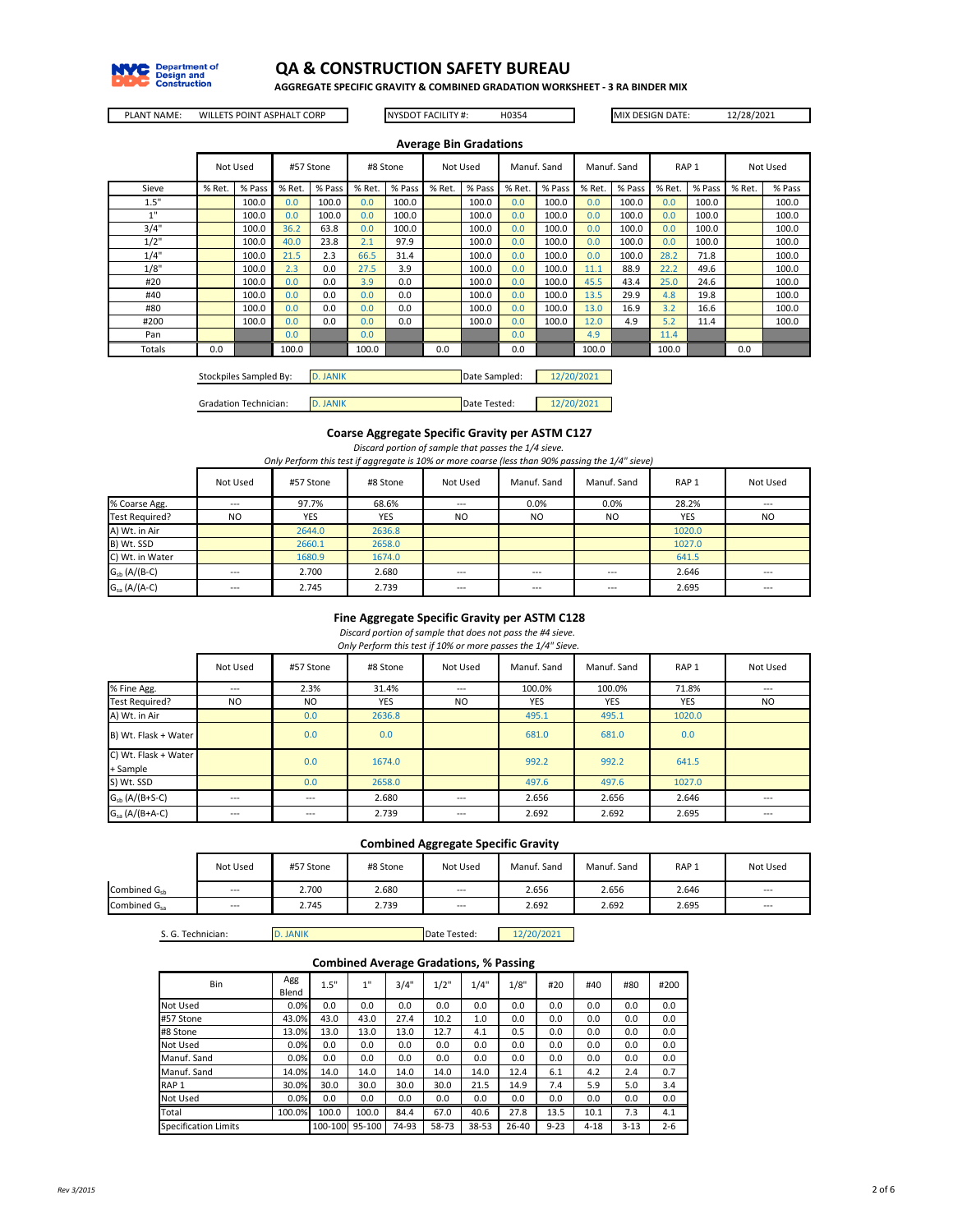# QA & CONSTRUCTION SAFETY BUREAU

**AGGREGATE SPECIFIC GRAVITY & COMBINED GRADATION WORKSHEET - 3 RA BINDER MIX**

| PLANT NAME: | WILLETS POINT ASPHALT CORP | NYSDOT FACILITY #: | H0354 | MIX DESIGN DATE: | 12/28/2021 |
|---|---|---|---|---|---|

### Average Bin Gradations

| | Not Used | | #57 Stone | | #8 Stone | | Not Used | | Manuf. Sand | | Manuf. Sand | | RAP 1 | | Not Used | |
|---|---|---|---|---|---|---|---|---|---|---|---|---|---|---|---|---|
| Sieve | % Ret. | % Pass | % Ret. | % Pass | % Ret. | % Pass | % Ret. | % Pass | % Ret. | % Pass | % Ret. | % Pass | % Ret. | % Pass | % Ret. | % Pass |
| 1.5" | | 100.0 | 0.0 | 100.0 | 0.0 | 100.0 | | 100.0 | 0.0 | 100.0 | 0.0 | 100.0 | 0.0 | 100.0 | | 100.0 |
| 1" | | 100.0 | 0.0 | 100.0 | 0.0 | 100.0 | | 100.0 | 0.0 | 100.0 | 0.0 | 100.0 | 0.0 | 100.0 | | 100.0 |
| 3/4" | | 100.0 | 36.2 | 63.8 | 0.0 | 100.0 | | 100.0 | 0.0 | 100.0 | 0.0 | 100.0 | 0.0 | 100.0 | | 100.0 |
| 1/2" | | 100.0 | 40.0 | 23.8 | 2.1 | 97.9 | | 100.0 | 0.0 | 100.0 | 0.0 | 100.0 | 0.0 | 100.0 | | 100.0 |
| 1/4" | | 100.0 | 21.5 | 2.3 | 66.5 | 31.4 | | 100.0 | 0.0 | 100.0 | 0.0 | 100.0 | 28.2 | 71.8 | | 100.0 |
| 1/8" | | 100.0 | 2.3 | 0.0 | 27.5 | 3.9 | | 100.0 | 0.0 | 100.0 | 11.1 | 88.9 | 22.2 | 49.6 | | 100.0 |
| #20 | | 100.0 | 0.0 | 0.0 | 3.9 | 0.0 | | 100.0 | 0.0 | 100.0 | 45.5 | 43.4 | 25.0 | 24.6 | | 100.0 |
| #40 | | 100.0 | 0.0 | 0.0 | 0.0 | 0.0 | | 100.0 | 0.0 | 100.0 | 13.5 | 29.9 | 4.8 | 19.8 | | 100.0 |
| #80 | | 100.0 | 0.0 | 0.0 | 0.0 | 0.0 | | 100.0 | 0.0 | 100.0 | 13.0 | 16.9 | 3.2 | 16.6 | | 100.0 |
| #200 | | 100.0 | 0.0 | 0.0 | 0.0 | 0.0 | | 100.0 | 0.0 | 100.0 | 12.0 | 4.9 | 5.2 | 11.4 | | 100.0 |
| Pan | | | 0.0 | | 0.0 | | | | 0.0 | | 4.9 | | 11.4 | | | |
| Totals | 0.0 | | 100.0 | | 100.0 | | 0.0 | | 0.0 | | 100.0 | | 100.0 | | 0.0 | |

| Stockpiles Sampled By: | D. JANIK | Date Sampled: | 12/20/2021 |
|---|---|---|---|
| Gradation Technician: | D. JANIK | Date Tested: | 12/20/2021 |

### Coarse Aggregate Specific Gravity per ASTM C127

*Discard portion of sample that passes the 1/4 sieve.*

*Only Perform this test if aggregate is 10% or more coarse (less than 90% passing the 1/4" sieve)*

| | Not Used | #57 Stone | #8 Stone | Not Used | Manuf. Sand | Manuf. Sand | RAP 1 | Not Used |
|---|---|---|---|---|---|---|---|---|
| % Coarse Agg. | --- | 97.7% | 68.6% | --- | 0.0% | 0.0% | 28.2% | --- |
| Test Required? | NO | YES | YES | NO | NO | NO | YES | NO |
| A) Wt. in Air | | 2644.0 | 2636.8 | | | | 1020.0 | |
| B) Wt. SSD | | 2660.1 | 2658.0 | | | | 1027.0 | |
| C) Wt. in Water | | 1680.9 | 1674.0 | | | | 641.5 | |
| $G_{sb}$ (A/(B-C) | --- | 2.700 | 2.680 | --- | --- | --- | 2.646 | --- |
| $G_{sa}$ (A/(A-C) | --- | 2.745 | 2.739 | --- | --- | --- | 2.695 | --- |

### Fine Aggregate Specific Gravity per ASTM C128

*Discard portion of sample that does not pass the #4 sieve.*

*Only Perform this test if 10% or more passes the 1/4" Sieve.*

| | Not Used | #57 Stone | #8 Stone | Not Used | Manuf. Sand | Manuf. Sand | RAP 1 | Not Used |
|---|---|---|---|---|---|---|---|---|
| % Fine Agg. | --- | 2.3% | 31.4% | --- | 100.0% | 100.0% | 71.8% | --- |
| Test Required? | NO | NO | YES | NO | YES | YES | YES | NO |
| A) Wt. in Air | | 0.0 | 2636.8 | | 495.1 | 495.1 | 1020.0 | |
| B) Wt. Flask + Water | | 0.0 | 0.0 | | 681.0 | 681.0 | 0.0 | |
| C) Wt. Flask + Water + Sample | | 0.0 | 1674.0 | | 992.2 | 992.2 | 641.5 | |
| S) Wt. SSD | | 0.0 | 2658.0 | | 497.6 | 497.6 | 1027.0 | |
| $G_{sb}$ (A/(B+S-C) | --- | --- | 2.680 | --- | 2.656 | 2.656 | 2.646 | --- |
| $G_{sa}$ (A/(B+A-C) | --- | --- | 2.739 | --- | 2.692 | 2.692 | 2.695 | --- |

### Combined Aggregate Specific Gravity

| | Not Used | #57 Stone | #8 Stone | Not Used | Manuf. Sand | Manuf. Sand | RAP 1 | Not Used |
|---|---|---|---|---|---|---|---|---|
| Combined $G_{sb}$ | --- | 2.700 | 2.680 | --- | 2.656 | 2.656 | 2.646 | --- |
| Combined $G_{sa}$ | --- | 2.745 | 2.739 | --- | 2.692 | 2.692 | 2.695 | --- |

| S. G. Technician: | D. JANIK | Date Tested: | 12/20/2021 |
|---|---|---|---|

### Combined Average Gradations, % Passing

| Bin | Agg Blend | 1.5" | 1" | 3/4" | 1/2" | 1/4" | 1/8" | #20 | #40 | #80 | #200 |
|---|---|---|---|---|---|---|---|---|---|---|---|
| Not Used | 0.0% | 0.0 | 0.0 | 0.0 | 0.0 | 0.0 | 0.0 | 0.0 | 0.0 | 0.0 | 0.0 |
| #57 Stone | 43.0% | 43.0 | 43.0 | 27.4 | 10.2 | 1.0 | 0.0 | 0.0 | 0.0 | 0.0 | 0.0 |
| #8 Stone | 13.0% | 13.0 | 13.0 | 13.0 | 12.7 | 4.1 | 0.5 | 0.0 | 0.0 | 0.0 | 0.0 |
| Not Used | 0.0% | 0.0 | 0.0 | 0.0 | 0.0 | 0.0 | 0.0 | 0.0 | 0.0 | 0.0 | 0.0 |
| Manuf. Sand | 0.0% | 0.0 | 0.0 | 0.0 | 0.0 | 0.0 | 0.0 | 0.0 | 0.0 | 0.0 | 0.0 |
| Manuf. Sand | 14.0% | 14.0 | 14.0 | 14.0 | 14.0 | 14.0 | 12.4 | 6.1 | 4.2 | 2.4 | 0.7 |
| RAP 1 | 30.0% | 30.0 | 30.0 | 30.0 | 30.0 | 21.5 | 14.9 | 7.4 | 5.9 | 5.0 | 3.4 |
| Not Used | 0.0% | 0.0 | 0.0 | 0.0 | 0.0 | 0.0 | 0.0 | 0.0 | 0.0 | 0.0 | 0.0 |
| Total | 100.0% | 100.0 | 100.0 | 84.4 | 67.0 | 40.6 | 27.8 | 13.5 | 10.1 | 7.3 | 4.1 |
| Specification Limits | | 100-100 | 95-100 | 74-93 | 58-73 | 38-53 | 26-40 | 9-23 | 4-18 | 3-13 | 2-6 |

Rev 3/2015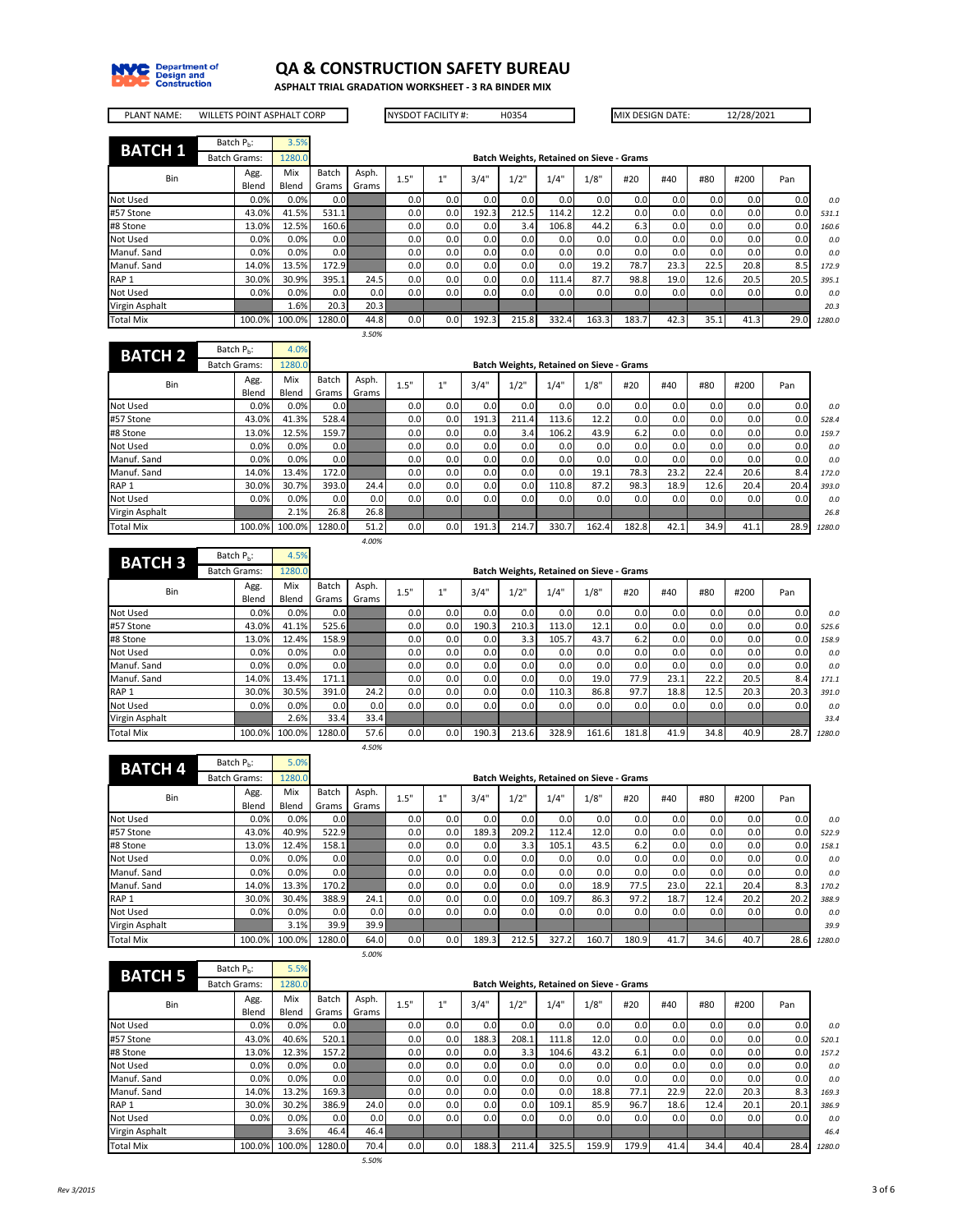# QA & CONSTRUCTION SAFETY BUREAU

**ASPHALT TRIAL GRADATION WORKSHEET - 3 RA BINDER MIX**

| PLANT NAME: | WILLETS POINT ASPHALT CORP | NYSDOT FACILITY #: | H0354 | MIX DESIGN DATE: | 12/28/2021 |
|---|---|---|---|---|---|

## BATCH 1

Batch $P_b$: 3.5%
Batch Grams: 1280.0

| Bin | Agg. Blend | Mix Blend | Batch Grams | Asph. Grams | 1.5" | 1" | 3/4" | 1/2" | 1/4" | 1/8" | #20 | #40 | #80 | #200 | Pan | |
|---|---|---|---|---|---|---|---|---|---|---|---|---|---|---|---|---|
| | | | | | **Batch Weights, Retained on Sieve - Grams** | | | | | | | | | | | |
| Not Used | 0.0% | 0.0% | 0.0 | | 0.0 | 0.0 | 0.0 | 0.0 | 0.0 | 0.0 | 0.0 | 0.0 | 0.0 | 0.0 | 0.0 | *0.0* |
| #57 Stone | 43.0% | 41.5% | 531.1 | | 0.0 | 0.0 | 192.3 | 212.5 | 114.2 | 12.2 | 0.0 | 0.0 | 0.0 | 0.0 | 0.0 | *531.1* |
| #8 Stone | 13.0% | 12.5% | 160.6 | | 0.0 | 0.0 | 0.0 | 3.4 | 106.8 | 44.2 | 6.3 | 0.0 | 0.0 | 0.0 | 0.0 | *160.6* |
| Not Used | 0.0% | 0.0% | 0.0 | | 0.0 | 0.0 | 0.0 | 0.0 | 0.0 | 0.0 | 0.0 | 0.0 | 0.0 | 0.0 | 0.0 | *0.0* |
| Manuf. Sand | 0.0% | 0.0% | 0.0 | | 0.0 | 0.0 | 0.0 | 0.0 | 0.0 | 0.0 | 0.0 | 0.0 | 0.0 | 0.0 | 0.0 | *0.0* |
| Manuf. Sand | 14.0% | 13.5% | 172.9 | | 0.0 | 0.0 | 0.0 | 0.0 | 0.0 | 19.2 | 78.7 | 23.3 | 22.5 | 20.8 | 8.5 | *172.9* |
| RAP 1 | 30.0% | 30.9% | 395.1 | 24.5 | 0.0 | 0.0 | 0.0 | 0.0 | 111.4 | 87.7 | 98.8 | 19.0 | 12.6 | 20.5 | 20.5 | *395.1* |
| Not Used | 0.0% | 0.0% | 0.0 | 0.0 | 0.0 | 0.0 | 0.0 | 0.0 | 0.0 | 0.0 | 0.0 | 0.0 | 0.0 | 0.0 | 0.0 | *0.0* |
| Virgin Asphalt | | 1.6% | 20.3 | 20.3 | | | | | | | | | | | | *20.3* |
| Total Mix | 100.0% | 100.0% | 1280.0 | 44.8 | 0.0 | 0.0 | 192.3 | 215.8 | 332.4 | 163.3 | 183.7 | 42.3 | 35.1 | 41.3 | 29.0 | *1280.0* |
| | | | | *3.50%* | | | | | | | | | | | | |

## BATCH 2

Batch $P_b$: 4.0%
Batch Grams: 1280.0

| Bin | Agg. Blend | Mix Blend | Batch Grams | Asph. Grams | 1.5" | 1" | 3/4" | 1/2" | 1/4" | 1/8" | #20 | #40 | #80 | #200 | Pan | |
|---|---|---|---|---|---|---|---|---|---|---|---|---|---|---|---|---|
| | | | | | **Batch Weights, Retained on Sieve - Grams** | | | | | | | | | | | |
| Not Used | 0.0% | 0.0% | 0.0 | | 0.0 | 0.0 | 0.0 | 0.0 | 0.0 | 0.0 | 0.0 | 0.0 | 0.0 | 0.0 | 0.0 | *0.0* |
| #57 Stone | 43.0% | 41.3% | 528.4 | | 0.0 | 0.0 | 191.3 | 211.4 | 113.6 | 12.2 | 0.0 | 0.0 | 0.0 | 0.0 | 0.0 | *528.4* |
| #8 Stone | 13.0% | 12.5% | 159.7 | | 0.0 | 0.0 | 0.0 | 3.4 | 106.2 | 43.9 | 6.2 | 0.0 | 0.0 | 0.0 | 0.0 | *159.7* |
| Not Used | 0.0% | 0.0% | 0.0 | | 0.0 | 0.0 | 0.0 | 0.0 | 0.0 | 0.0 | 0.0 | 0.0 | 0.0 | 0.0 | 0.0 | *0.0* |
| Manuf. Sand | 0.0% | 0.0% | 0.0 | | 0.0 | 0.0 | 0.0 | 0.0 | 0.0 | 0.0 | 0.0 | 0.0 | 0.0 | 0.0 | 0.0 | *0.0* |
| Manuf. Sand | 14.0% | 13.4% | 172.0 | | 0.0 | 0.0 | 0.0 | 0.0 | 0.0 | 19.1 | 78.3 | 23.2 | 22.4 | 20.6 | 8.4 | *172.0* |
| RAP 1 | 30.0% | 30.7% | 393.0 | 24.4 | 0.0 | 0.0 | 0.0 | 0.0 | 110.8 | 87.2 | 98.3 | 18.9 | 12.6 | 20.4 | 20.4 | *393.0* |
| Not Used | 0.0% | 0.0% | 0.0 | 0.0 | 0.0 | 0.0 | 0.0 | 0.0 | 0.0 | 0.0 | 0.0 | 0.0 | 0.0 | 0.0 | 0.0 | *0.0* |
| Virgin Asphalt | | 2.1% | 26.8 | 26.8 | | | | | | | | | | | | *26.8* |
| Total Mix | 100.0% | 100.0% | 1280.0 | 51.2 | 0.0 | 0.0 | 191.3 | 214.7 | 330.7 | 162.4 | 182.8 | 42.1 | 34.9 | 41.1 | 28.9 | *1280.0* |
| | | | | *4.00%* | | | | | | | | | | | | |

## BATCH 3

Batch $P_b$: 4.5%
Batch Grams: 1280.0

| Bin | Agg. Blend | Mix Blend | Batch Grams | Asph. Grams | 1.5" | 1" | 3/4" | 1/2" | 1/4" | 1/8" | #20 | #40 | #80 | #200 | Pan | |
|---|---|---|---|---|---|---|---|---|---|---|---|---|---|---|---|---|
| | | | | | **Batch Weights, Retained on Sieve - Grams** | | | | | | | | | | | |
| Not Used | 0.0% | 0.0% | 0.0 | | 0.0 | 0.0 | 0.0 | 0.0 | 0.0 | 0.0 | 0.0 | 0.0 | 0.0 | 0.0 | 0.0 | *0.0* |
| #57 Stone | 43.0% | 41.1% | 525.6 | | 0.0 | 0.0 | 190.3 | 210.3 | 113.0 | 12.1 | 0.0 | 0.0 | 0.0 | 0.0 | 0.0 | *525.6* |
| #8 Stone | 13.0% | 12.4% | 158.9 | | 0.0 | 0.0 | 0.0 | 3.3 | 105.7 | 43.7 | 6.2 | 0.0 | 0.0 | 0.0 | 0.0 | *158.9* |
| Not Used | 0.0% | 0.0% | 0.0 | | 0.0 | 0.0 | 0.0 | 0.0 | 0.0 | 0.0 | 0.0 | 0.0 | 0.0 | 0.0 | 0.0 | *0.0* |
| Manuf. Sand | 0.0% | 0.0% | 0.0 | | 0.0 | 0.0 | 0.0 | 0.0 | 0.0 | 0.0 | 0.0 | 0.0 | 0.0 | 0.0 | 0.0 | *0.0* |
| Manuf. Sand | 14.0% | 13.4% | 171.1 | | 0.0 | 0.0 | 0.0 | 0.0 | 0.0 | 19.0 | 77.9 | 23.1 | 22.2 | 20.5 | 8.4 | *171.1* |
| RAP 1 | 30.0% | 30.5% | 391.0 | 24.2 | 0.0 | 0.0 | 0.0 | 0.0 | 110.3 | 86.8 | 97.7 | 18.8 | 12.5 | 20.3 | 20.3 | *391.0* |
| Not Used | 0.0% | 0.0% | 0.0 | 0.0 | 0.0 | 0.0 | 0.0 | 0.0 | 0.0 | 0.0 | 0.0 | 0.0 | 0.0 | 0.0 | 0.0 | *0.0* |
| Virgin Asphalt | | 2.6% | 33.4 | 33.4 | | | | | | | | | | | | *33.4* |
| Total Mix | 100.0% | 100.0% | 1280.0 | 57.6 | 0.0 | 0.0 | 190.3 | 213.6 | 328.9 | 161.6 | 181.8 | 41.9 | 34.8 | 40.9 | 28.7 | *1280.0* |
| | | | | *4.50%* | | | | | | | | | | | | |

## BATCH 4

Batch $P_b$: 5.0%
Batch Grams: 1280.0

| Bin | Agg. Blend | Mix Blend | Batch Grams | Asph. Grams | 1.5" | 1" | 3/4" | 1/2" | 1/4" | 1/8" | #20 | #40 | #80 | #200 | Pan | |
|---|---|---|---|---|---|---|---|---|---|---|---|---|---|---|---|---|
| | | | | | **Batch Weights, Retained on Sieve - Grams** | | | | | | | | | | | |
| Not Used | 0.0% | 0.0% | 0.0 | | 0.0 | 0.0 | 0.0 | 0.0 | 0.0 | 0.0 | 0.0 | 0.0 | 0.0 | 0.0 | 0.0 | *0.0* |
| #57 Stone | 43.0% | 40.9% | 522.9 | | 0.0 | 0.0 | 189.3 | 209.2 | 112.4 | 12.0 | 0.0 | 0.0 | 0.0 | 0.0 | 0.0 | *522.9* |
| #8 Stone | 13.0% | 12.4% | 158.1 | | 0.0 | 0.0 | 0.0 | 3.3 | 105.1 | 43.5 | 6.2 | 0.0 | 0.0 | 0.0 | 0.0 | *158.1* |
| Not Used | 0.0% | 0.0% | 0.0 | | 0.0 | 0.0 | 0.0 | 0.0 | 0.0 | 0.0 | 0.0 | 0.0 | 0.0 | 0.0 | 0.0 | *0.0* |
| Manuf. Sand | 0.0% | 0.0% | 0.0 | | 0.0 | 0.0 | 0.0 | 0.0 | 0.0 | 0.0 | 0.0 | 0.0 | 0.0 | 0.0 | 0.0 | *0.0* |
| Manuf. Sand | 14.0% | 13.3% | 170.2 | | 0.0 | 0.0 | 0.0 | 0.0 | 0.0 | 18.9 | 77.5 | 23.0 | 22.1 | 20.4 | 8.3 | *170.2* |
| RAP 1 | 30.0% | 30.4% | 388.9 | 24.1 | 0.0 | 0.0 | 0.0 | 0.0 | 109.7 | 86.3 | 97.2 | 18.7 | 12.4 | 20.2 | 20.2 | *388.9* |
| Not Used | 0.0% | 0.0% | 0.0 | 0.0 | 0.0 | 0.0 | 0.0 | 0.0 | 0.0 | 0.0 | 0.0 | 0.0 | 0.0 | 0.0 | 0.0 | *0.0* |
| Virgin Asphalt | | 3.1% | 39.9 | 39.9 | | | | | | | | | | | | *39.9* |
| Total Mix | 100.0% | 100.0% | 1280.0 | 64.0 | 0.0 | 0.0 | 189.3 | 212.5 | 327.2 | 160.7 | 180.9 | 41.7 | 34.6 | 40.7 | 28.6 | *1280.0* |
| | | | | *5.00%* | | | | | | | | | | | | |

## BATCH 5

Batch $P_b$: 5.5%
Batch Grams: 1280.0

| Bin | Agg. Blend | Mix Blend | Batch Grams | Asph. Grams | 1.5" | 1" | 3/4" | 1/2" | 1/4" | 1/8" | #20 | #40 | #80 | #200 | Pan | |
|---|---|---|---|---|---|---|---|---|---|---|---|---|---|---|---|---|
| | | | | | **Batch Weights, Retained on Sieve - Grams** | | | | | | | | | | | |
| Not Used | 0.0% | 0.0% | 0.0 | | 0.0 | 0.0 | 0.0 | 0.0 | 0.0 | 0.0 | 0.0 | 0.0 | 0.0 | 0.0 | 0.0 | *0.0* |
| #57 Stone | 43.0% | 40.6% | 520.1 | | 0.0 | 0.0 | 188.3 | 208.1 | 111.8 | 12.0 | 0.0 | 0.0 | 0.0 | 0.0 | 0.0 | *520.1* |
| #8 Stone | 13.0% | 12.3% | 157.2 | | 0.0 | 0.0 | 0.0 | 3.3 | 104.6 | 43.2 | 6.1 | 0.0 | 0.0 | 0.0 | 0.0 | *157.2* |
| Not Used | 0.0% | 0.0% | 0.0 | | 0.0 | 0.0 | 0.0 | 0.0 | 0.0 | 0.0 | 0.0 | 0.0 | 0.0 | 0.0 | 0.0 | *0.0* |
| Manuf. Sand | 0.0% | 0.0% | 0.0 | | 0.0 | 0.0 | 0.0 | 0.0 | 0.0 | 0.0 | 0.0 | 0.0 | 0.0 | 0.0 | 0.0 | *0.0* |
| Manuf. Sand | 14.0% | 13.2% | 169.3 | | 0.0 | 0.0 | 0.0 | 0.0 | 0.0 | 18.8 | 77.1 | 22.9 | 22.0 | 20.3 | 8.3 | *169.3* |
| RAP 1 | 30.0% | 30.2% | 386.9 | 24.0 | 0.0 | 0.0 | 0.0 | 0.0 | 109.1 | 85.9 | 96.7 | 18.6 | 12.4 | 20.1 | 20.1 | *386.9* |
| Not Used | 0.0% | 0.0% | 0.0 | 0.0 | 0.0 | 0.0 | 0.0 | 0.0 | 0.0 | 0.0 | 0.0 | 0.0 | 0.0 | 0.0 | 0.0 | *0.0* |
| Virgin Asphalt | | 3.6% | 46.4 | 46.4 | | | | | | | | | | | | *46.4* |
| Total Mix | 100.0% | 100.0% | 1280.0 | 70.4 | 0.0 | 0.0 | 188.3 | 211.4 | 325.5 | 159.9 | 179.9 | 41.4 | 34.4 | 40.4 | 28.4 | *1280.0* |
| | | | | *5.50%* | | | | | | | | | | | | |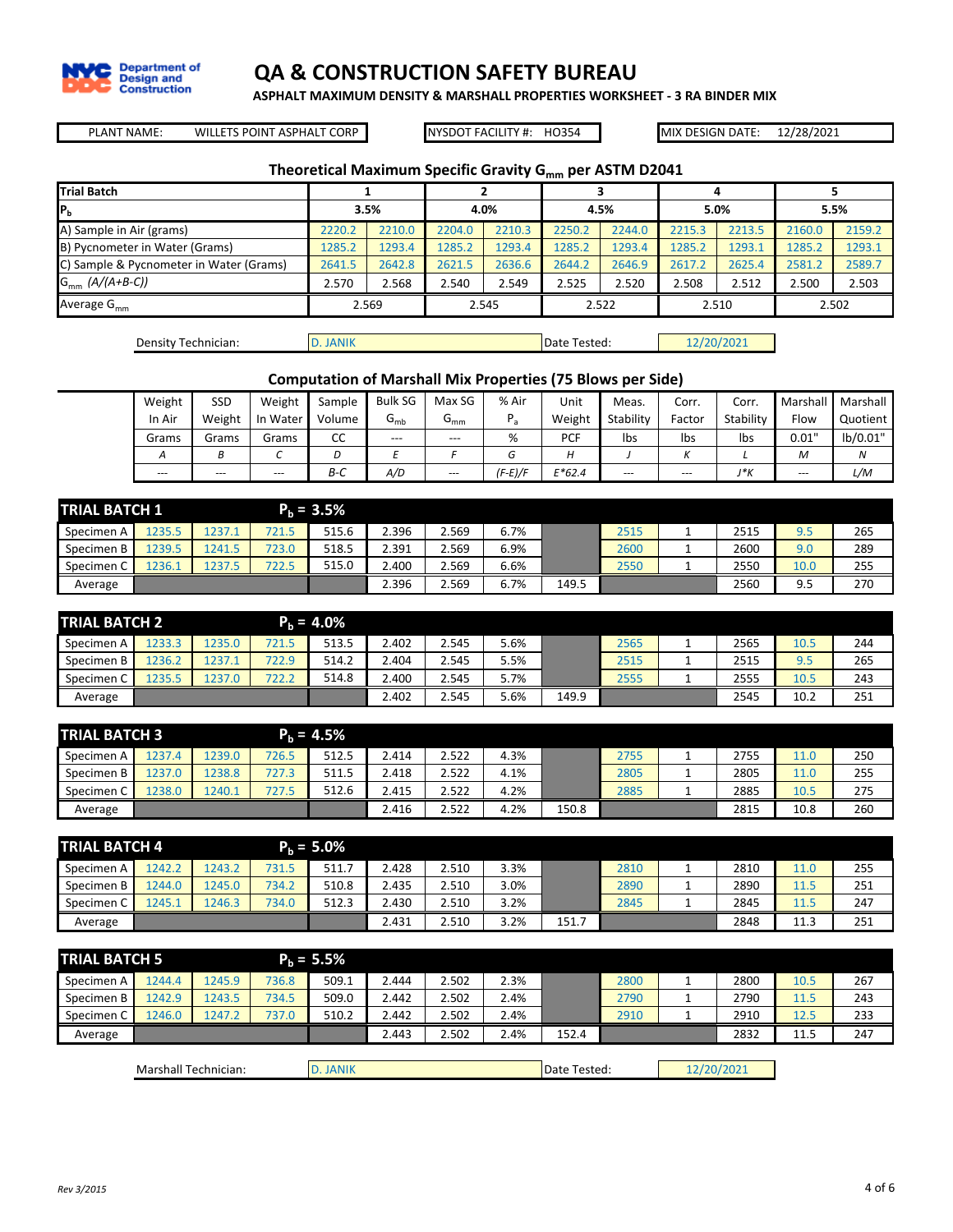# QA & CONSTRUCTION SAFETY BUREAU

**ASPHALT MAXIMUM DENSITY & MARSHALL PROPERTIES WORKSHEET - 3 RA BINDER MIX**

| PLANT NAME: WILLETS POINT ASPHALT CORP | NYSDOT FACILITY #: HO354 | MIX DESIGN DATE: 12/28/2021 |
|---|---|---|

## Theoretical Maximum Specific Gravity $G_{mm}$ per ASTM D2041

| Trial Batch | 1 | | 2 | | 3 | | 4 | | 5 | |
|---|---|---|---|---|---|---|---|---|---|---|
| $P_b$ | 3.5% | | 4.0% | | 4.5% | | 5.0% | | 5.5% | |
| A) Sample in Air (grams) | 2220.2 | 2210.0 | 2204.0 | 2210.3 | 2250.2 | 2244.0 | 2215.3 | 2213.5 | 2160.0 | 2159.2 |
| B) Pycnometer in Water (Grams) | 1285.2 | 1293.4 | 1285.2 | 1293.4 | 1285.2 | 1293.4 | 1285.2 | 1293.1 | 1285.2 | 1293.1 |
| C) Sample & Pycnometer in Water (Grams) | 2641.5 | 2642.8 | 2621.5 | 2636.6 | 2644.2 | 2646.9 | 2617.2 | 2625.4 | 2581.2 | 2589.7 |
| $G_{mm}$ *(A/(A+B-C))* | 2.570 | 2.568 | 2.540 | 2.549 | 2.525 | 2.520 | 2.508 | 2.512 | 2.500 | 2.503 |
| Average $G_{mm}$ | 2.569 | | 2.545 | | 2.522 | | 2.510 | | 2.502 | |

| Density Technician: | D. JANIK | Date Tested: | 12/20/2021 |
|---|---|---|---|

## Computation of Marshall Mix Properties (75 Blows per Side)

| | Weight In Air | SSD Weight | Weight In Water | Sample Volume | Bulk SG $G_{mb}$ | Max SG $G_{mm}$ | % Air $P_a$ | Unit Weight | Meas. Stability | Corr. Factor | Corr. Stability | Marshall Flow | Marshall Quotient |
|---|---|---|---|---|---|---|---|---|---|---|---|---|---|
| | Grams | Grams | Grams | CC | --- | --- | % | PCF | lbs | lbs | lbs | 0.01" | lb/0.01" |
| | *A* | *B* | *C* | *D* | *E* | *F* | *G* | *H* | *J* | *K* | *L* | *M* | *N* |
| | --- | --- | --- | *B-C* | *A/D* | --- | *(F-E)/F* | *E*62.4* | --- | --- | *J*K* | --- | *L/M* |
| **TRIAL BATCH 1** | | | **$P_b$ = 3.5%** | | | | | | | | | | |
| Specimen A | 1235.5 | 1237.1 | 721.5 | 515.6 | 2.396 | 2.569 | 6.7% | | 2515 | 1 | 2515 | 9.5 | 265 |
| Specimen B | 1239.5 | 1241.5 | 723.0 | 518.5 | 2.391 | 2.569 | 6.9% | | 2600 | 1 | 2600 | 9.0 | 289 |
| Specimen C | 1236.1 | 1237.5 | 722.5 | 515.0 | 2.400 | 2.569 | 6.6% | | 2550 | 1 | 2550 | 10.0 | 255 |
| Average | | | | | 2.396 | 2.569 | 6.7% | 149.5 | | | 2560 | 9.5 | 270 |
| **TRIAL BATCH 2** | | | **$P_b$ = 4.0%** | | | | | | | | | | |
| Specimen A | 1233.3 | 1235.0 | 721.5 | 513.5 | 2.402 | 2.545 | 5.6% | | 2565 | 1 | 2565 | 10.5 | 244 |
| Specimen B | 1236.2 | 1237.1 | 722.9 | 514.2 | 2.404 | 2.545 | 5.5% | | 2515 | 1 | 2515 | 9.5 | 265 |
| Specimen C | 1235.5 | 1237.0 | 722.2 | 514.8 | 2.400 | 2.545 | 5.7% | | 2555 | 1 | 2555 | 10.5 | 243 |
| Average | | | | | 2.402 | 2.545 | 5.6% | 149.9 | | | 2545 | 10.2 | 251 |
| **TRIAL BATCH 3** | | | **$P_b$ = 4.5%** | | | | | | | | | | |
| Specimen A | 1237.4 | 1239.0 | 726.5 | 512.5 | 2.414 | 2.522 | 4.3% | | 2755 | 1 | 2755 | 11.0 | 250 |
| Specimen B | 1237.0 | 1238.8 | 727.3 | 511.5 | 2.418 | 2.522 | 4.1% | | 2805 | 1 | 2805 | 11.0 | 255 |
| Specimen C | 1238.0 | 1240.1 | 727.5 | 512.6 | 2.415 | 2.522 | 4.2% | | 2885 | 1 | 2885 | 10.5 | 275 |
| Average | | | | | 2.416 | 2.522 | 4.2% | 150.8 | | | 2815 | 10.8 | 260 |
| **TRIAL BATCH 4** | | | **$P_b$ = 5.0%** | | | | | | | | | | |
| Specimen A | 1242.2 | 1243.2 | 731.5 | 511.7 | 2.428 | 2.510 | 3.3% | | 2810 | 1 | 2810 | 11.0 | 255 |
| Specimen B | 1244.0 | 1245.0 | 734.2 | 510.8 | 2.435 | 2.510 | 3.0% | | 2890 | 1 | 2890 | 11.5 | 251 |
| Specimen C | 1245.1 | 1246.3 | 734.0 | 512.3 | 2.430 | 2.510 | 3.2% | | 2845 | 1 | 2845 | 11.5 | 247 |
| Average | | | | | 2.431 | 2.510 | 3.2% | 151.7 | | | 2848 | 11.3 | 251 |
| **TRIAL BATCH 5** | | | **$P_b$ = 5.5%** | | | | | | | | | | |
| Specimen A | 1244.4 | 1245.9 | 736.8 | 509.1 | 2.444 | 2.502 | 2.3% | | 2800 | 1 | 2800 | 10.5 | 267 |
| Specimen B | 1242.9 | 1243.5 | 734.5 | 509.0 | 2.442 | 2.502 | 2.4% | | 2790 | 1 | 2790 | 11.5 | 243 |
| Specimen C | 1246.0 | 1247.2 | 737.0 | 510.2 | 2.442 | 2.502 | 2.4% | | 2910 | 1 | 2910 | 12.5 | 233 |
| Average | | | | | 2.443 | 2.502 | 2.4% | 152.4 | | | 2832 | 11.5 | 247 |

| Marshall Technician: | D. JANIK | Date Tested: | 12/20/2021 |
|---|---|---|---|

*Rev 3/2015*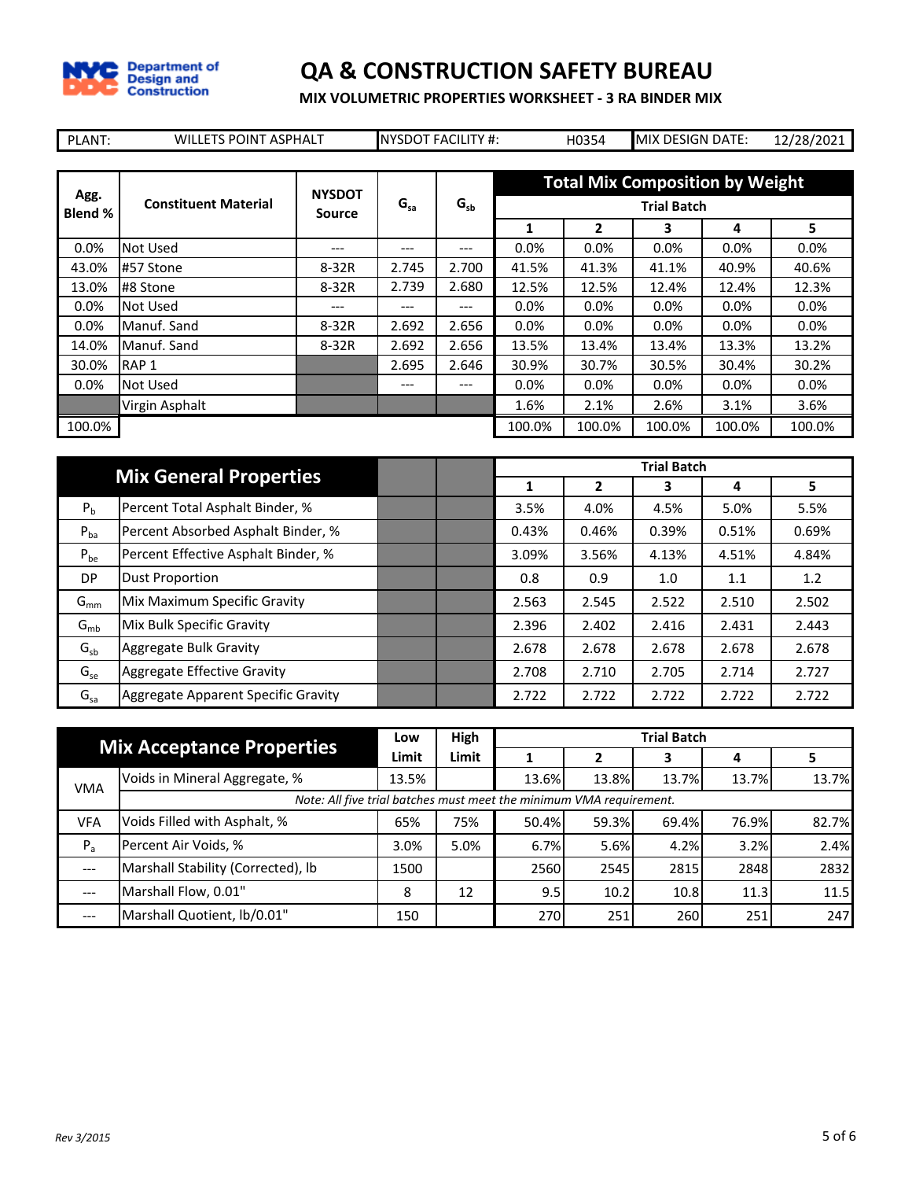# QA & CONSTRUCTION SAFETY BUREAU

## MIX VOLUMETRIC PROPERTIES WORKSHEET - 3 RA BINDER MIX

| PLANT: | WILLETS POINT ASPHALT | NYSDOT FACILITY #: | H0354 | MIX DESIGN DATE: | 12/28/2021 |
|---|---|---|---|---|---|

| Agg. Blend % | Constituent Material | NYSDOT Source | $G_{sa}$ | $G_{sb}$ | Total Mix Composition by Weight – Trial Batch 1 | 2 | 3 | 4 | 5 |
|---|---|---|---|---|---|---|---|---|---|
| 0.0% | Not Used | --- | --- | --- | 0.0% | 0.0% | 0.0% | 0.0% | 0.0% |
| 43.0% | #57 Stone | 8-32R | 2.745 | 2.700 | 41.5% | 41.3% | 41.1% | 40.9% | 40.6% |
| 13.0% | #8 Stone | 8-32R | 2.739 | 2.680 | 12.5% | 12.5% | 12.4% | 12.4% | 12.3% |
| 0.0% | Not Used | --- | --- | --- | 0.0% | 0.0% | 0.0% | 0.0% | 0.0% |
| 0.0% | Manuf. Sand | 8-32R | 2.692 | 2.656 | 0.0% | 0.0% | 0.0% | 0.0% | 0.0% |
| 14.0% | Manuf. Sand | 8-32R | 2.692 | 2.656 | 13.5% | 13.4% | 13.4% | 13.3% | 13.2% |
| 30.0% | RAP 1 | | 2.695 | 2.646 | 30.9% | 30.7% | 30.5% | 30.4% | 30.2% |
| 0.0% | Not Used | | --- | --- | 0.0% | 0.0% | 0.0% | 0.0% | 0.0% |
| | Virgin Asphalt | | | | 1.6% | 2.1% | 2.6% | 3.1% | 3.6% |
| 100.0% | | | | | 100.0% | 100.0% | 100.0% | 100.0% | 100.0% |

| | Mix General Properties | Trial Batch 1 | 2 | 3 | 4 | 5 |
|---|---|---|---|---|---|---|
| $P_b$ | Percent Total Asphalt Binder, % | 3.5% | 4.0% | 4.5% | 5.0% | 5.5% |
| $P_{ba}$ | Percent Absorbed Asphalt Binder, % | 0.43% | 0.46% | 0.39% | 0.51% | 0.69% |
| $P_{be}$ | Percent Effective Asphalt Binder, % | 3.09% | 3.56% | 4.13% | 4.51% | 4.84% |
| DP | Dust Proportion | 0.8 | 0.9 | 1.0 | 1.1 | 1.2 |
| $G_{mm}$ | Mix Maximum Specific Gravity | 2.563 | 2.545 | 2.522 | 2.510 | 2.502 |
| $G_{mb}$ | Mix Bulk Specific Gravity | 2.396 | 2.402 | 2.416 | 2.431 | 2.443 |
| $G_{sb}$ | Aggregate Bulk Gravity | 2.678 | 2.678 | 2.678 | 2.678 | 2.678 |
| $G_{se}$ | Aggregate Effective Gravity | 2.708 | 2.710 | 2.705 | 2.714 | 2.727 |
| $G_{sa}$ | Aggregate Apparent Specific Gravity | 2.722 | 2.722 | 2.722 | 2.722 | 2.722 |

| | Mix Acceptance Properties | Low Limit | High Limit | Trial Batch 1 | 2 | 3 | 4 | 5 |
|---|---|---|---|---|---|---|---|---|
| VMA | Voids in Mineral Aggregate, % | 13.5% | | 13.6% | 13.8% | 13.7% | 13.7% | 13.7% |
| | *Note: All five trial batches must meet the minimum VMA requirement.* | | | | | | | |
| VFA | Voids Filled with Asphalt, % | 65% | 75% | 50.4% | 59.3% | 69.4% | 76.9% | 82.7% |
| $P_a$ | Percent Air Voids, % | 3.0% | 5.0% | 6.7% | 5.6% | 4.2% | 3.2% | 2.4% |
| --- | Marshall Stability (Corrected), lb | 1500 | | 2560 | 2545 | 2815 | 2848 | 2832 |
| --- | Marshall Flow, 0.01" | 8 | 12 | 9.5 | 10.2 | 10.8 | 11.3 | 11.5 |
| --- | Marshall Quotient, lb/0.01" | 150 | | 270 | 251 | 260 | 251 | 247 |

*Rev 3/2015*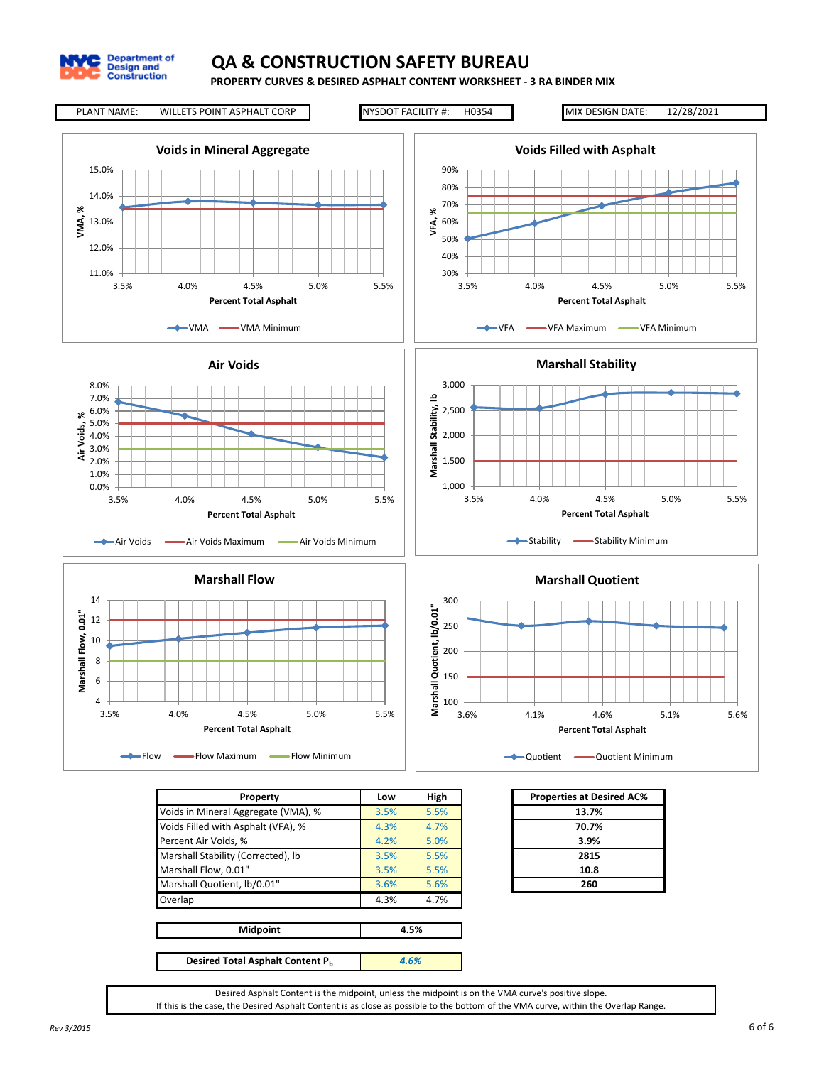# QA & CONSTRUCTION SAFETY BUREAU

## PROPERTY CURVES & DESIRED ASPHALT CONTENT WORKSHEET - 3 RA BINDER MIX

| PLANT NAME: WILLETS POINT ASPHALT CORP | NYSDOT FACILITY #: H0354 | MIX DESIGN DATE: 12/28/2021 |
| --- | --- | --- |

**Voids in Mineral Aggregate**

VMA, %
15.0%
14.0%
13.0%
12.0%
11.0%
3.5% 4.0% 4.5% 5.0% 5.5%
Percent Total Asphalt
VMA — VMA Minimum

**Voids Filled with Asphalt**

VFA, %
90%
80%
70%
60%
50%
40%
30%
3.5% 4.0% 4.5% 5.0% 5.5%
Percent Total Asphalt
VFA — VFA Maximum — VFA Minimum

**Air Voids**

Air Voids, %
8.0%
7.0%
6.0%
5.0%
4.0%
3.0%
2.0%
1.0%
0.0%
3.5% 4.0% 4.5% 5.0% 5.5%
Percent Total Asphalt
Air Voids — Air Voids Maximum — Air Voids Minimum

**Marshall Stability**

Marshall Stability, lb
3,000
2,500
2,000
1,500
1,000
3.5% 4.0% 4.5% 5.0% 5.5%
Percent Total Asphalt
Stability — Stability Minimum

**Marshall Flow**

Marshall Flow, 0.01"
14
12
10
8
6
4
3.5% 4.0% 4.5% 5.0% 5.5%
Percent Total Asphalt
Flow — Flow Maximum — Flow Minimum

**Marshall Quotient**

Marshall Quotient, lb/0.01"
300
250
200
150
100
3.6% 4.1% 4.6% 5.1% 5.6%
Percent Total Asphalt
Quotient — Quotient Minimum

| Property | Low | High |
| --- | --- | --- |
| Voids in Mineral Aggregate (VMA), % | 3.5% | 5.5% |
| Voids Filled with Asphalt (VFA), % | 4.3% | 4.7% |
| Percent Air Voids, % | 4.2% | 5.0% |
| Marshall Stability (Corrected), lb | 3.5% | 5.5% |
| Marshall Flow, 0.01" | 3.5% | 5.5% |
| Marshall Quotient, lb/0.01" | 3.6% | 5.6% |
| Overlap | 4.3% | 4.7% |

| Properties at Desired AC% |
| --- |
| 13.7% |
| 70.7% |
| 3.9% |
| 2815 |
| 10.8 |
| 260 |

| Midpoint | 4.5% |
| --- | --- |

| Desired Total Asphalt Content $P_b$ | 4.6% |
| --- | --- |

Desired Asphalt Content is the midpoint, unless the midpoint is on the VMA curve's positive slope.
If this is the case, the Desired Asphalt Content is as close as possible to the bottom of the VMA curve, within the Overlap Range.

*Rev 3/2015*